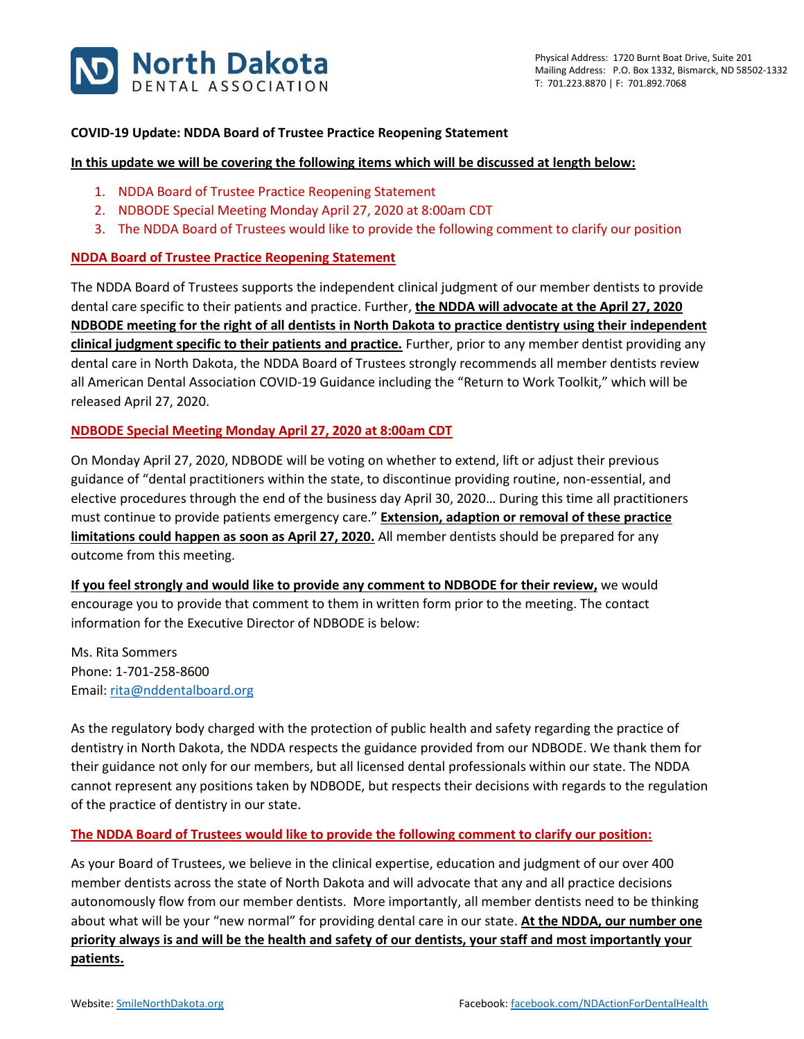North Dakota DENTAL ASSOCIATION

Physical Address: 1720 Burnt Boat Drive, Suite 201
Mailing Address: P.O. Box 1332, Bismarck, ND 58502-1332
T: 701.223.8870 | F: 701.892.7068

**COVID-19 Update: NDDA Board of Trustee Practice Reopening Statement**

**In this update we will be covering the following items which will be discussed at length below:**

1. NDDA Board of Trustee Practice Reopening Statement
2. NDBODE Special Meeting Monday April 27, 2020 at 8:00am CDT
3. The NDDA Board of Trustees would like to provide the following comment to clarify our position

## NDDA Board of Trustee Practice Reopening Statement

The NDDA Board of Trustees supports the independent clinical judgment of our member dentists to provide dental care specific to their patients and practice. Further, **the NDDA will advocate at the April 27, 2020 NDBODE meeting for the right of all dentists in North Dakota to practice dentistry using their independent clinical judgment specific to their patients and practice.** Further, prior to any member dentist providing any dental care in North Dakota, the NDDA Board of Trustees strongly recommends all member dentists review all American Dental Association COVID-19 Guidance including the "Return to Work Toolkit," which will be released April 27, 2020.

## NDBODE Special Meeting Monday April 27, 2020 at 8:00am CDT

On Monday April 27, 2020, NDBODE will be voting on whether to extend, lift or adjust their previous guidance of "dental practitioners within the state, to discontinue providing routine, non-essential, and elective procedures through the end of the business day April 30, 2020… During this time all practitioners must continue to provide patients emergency care." **Extension, adaption or removal of these practice limitations could happen as soon as April 27, 2020.** All member dentists should be prepared for any outcome from this meeting.

**If you feel strongly and would like to provide any comment to NDBODE for their review,** we would encourage you to provide that comment to them in written form prior to the meeting. The contact information for the Executive Director of NDBODE is below:

Ms. Rita Sommers
Phone: 1-701-258-8600
Email: rita@nddentalboard.org

As the regulatory body charged with the protection of public health and safety regarding the practice of dentistry in North Dakota, the NDDA respects the guidance provided from our NDBODE. We thank them for their guidance not only for our members, but all licensed dental professionals within our state. The NDDA cannot represent any positions taken by NDBODE, but respects their decisions with regards to the regulation of the practice of dentistry in our state.

## The NDDA Board of Trustees would like to provide the following comment to clarify our position:

As your Board of Trustees, we believe in the clinical expertise, education and judgment of our over 400 member dentists across the state of North Dakota and will advocate that any and all practice decisions autonomously flow from our member dentists. More importantly, all member dentists need to be thinking about what will be your "new normal" for providing dental care in our state. **At the NDDA, our number one priority always is and will be the health and safety of our dentists, your staff and most importantly your patients.**

Website: SmileNorthDakota.org
Facebook: facebook.com/NDActionForDentalHealth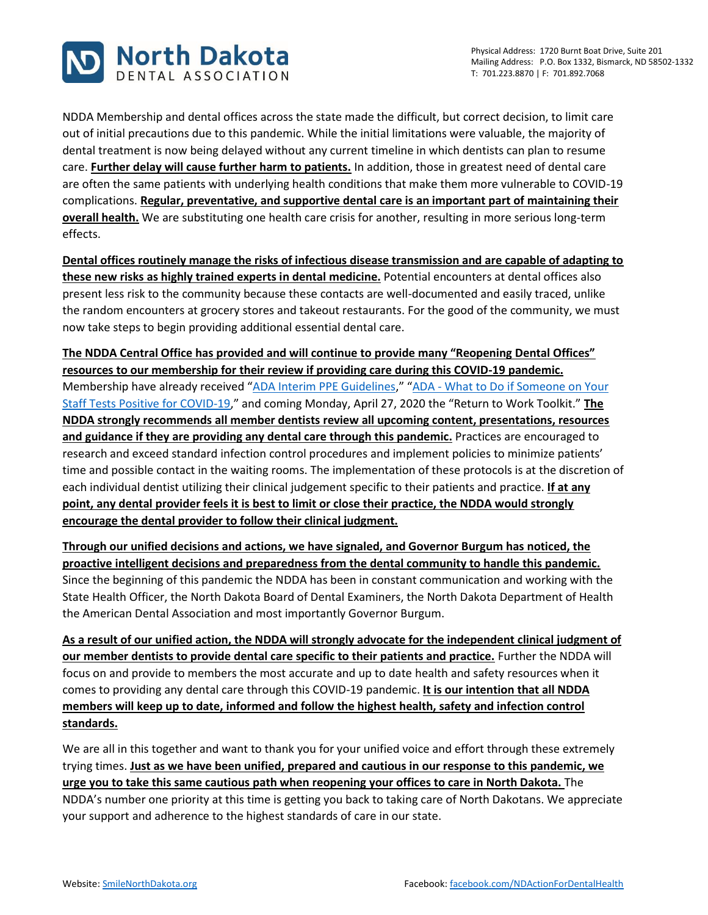NDDA Membership and dental offices across the state made the difficult, but correct decision, to limit care out of initial precautions due to this pandemic. While the initial limitations were valuable, the majority of dental treatment is now being delayed without any current timeline in which dentists can plan to resume care. **Further delay will cause further harm to patients.** In addition, those in greatest need of dental care are often the same patients with underlying health conditions that make them more vulnerable to COVID-19 complications. **Regular, preventative, and supportive dental care is an important part of maintaining their overall health.** We are substituting one health care crisis for another, resulting in more serious long-term effects.

**Dental offices routinely manage the risks of infectious disease transmission and are capable of adapting to these new risks as highly trained experts in dental medicine.** Potential encounters at dental offices also present less risk to the community because these contacts are well-documented and easily traced, unlike the random encounters at grocery stores and takeout restaurants. For the good of the community, we must now take steps to begin providing additional essential dental care.

**The NDDA Central Office has provided and will continue to provide many "Reopening Dental Offices" resources to our membership for their review if providing care during this COVID-19 pandemic.** Membership have already received "ADA Interim PPE Guidelines," "ADA - What to Do if Someone on Your Staff Tests Positive for COVID-19," and coming Monday, April 27, 2020 the "Return to Work Toolkit." **The NDDA strongly recommends all member dentists review all upcoming content, presentations, resources and guidance if they are providing any dental care through this pandemic.** Practices are encouraged to research and exceed standard infection control procedures and implement policies to minimize patients' time and possible contact in the waiting rooms. The implementation of these protocols is at the discretion of each individual dentist utilizing their clinical judgement specific to their patients and practice. **If at any point, any dental provider feels it is best to limit or close their practice, the NDDA would strongly encourage the dental provider to follow their clinical judgment.**

**Through our unified decisions and actions, we have signaled, and Governor Burgum has noticed, the proactive intelligent decisions and preparedness from the dental community to handle this pandemic.** Since the beginning of this pandemic the NDDA has been in constant communication and working with the State Health Officer, the North Dakota Board of Dental Examiners, the North Dakota Department of Health the American Dental Association and most importantly Governor Burgum.

**As a result of our unified action, the NDDA will strongly advocate for the independent clinical judgment of our member dentists to provide dental care specific to their patients and practice.** Further the NDDA will focus on and provide to members the most accurate and up to date health and safety resources when it comes to providing any dental care through this COVID-19 pandemic. **It is our intention that all NDDA members will keep up to date, informed and follow the highest health, safety and infection control standards.**

We are all in this together and want to thank you for your unified voice and effort through these extremely trying times. **Just as we have been unified, prepared and cautious in our response to this pandemic, we urge you to take this same cautious path when reopening your offices to care in North Dakota.** The NDDA's number one priority at this time is getting you back to taking care of North Dakotans. We appreciate your support and adherence to the highest standards of care in our state.